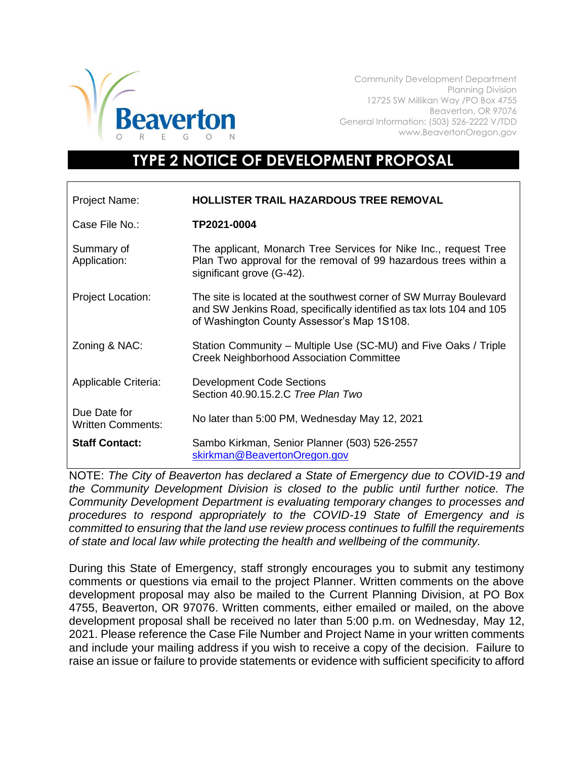Beaverton
OREGON

Community Development Department
Planning Division
12725 SW Millikan Way /PO Box 4755
Beaverton, OR 97076
General Information: (503) 526-2222 V/TDD
www.BeavertonOregon.gov

# TYPE 2 NOTICE OF DEVELOPMENT PROPOSAL

| | |
|---|---|
| Project Name: | **HOLLISTER TRAIL HAZARDOUS TREE REMOVAL** |
| Case File No.: | **TP2021-0004** |
| Summary of Application: | The applicant, Monarch Tree Services for Nike Inc., request Tree Plan Two approval for the removal of 99 hazardous trees within a significant grove (G-42). |
| Project Location: | The site is located at the southwest corner of SW Murray Boulevard and SW Jenkins Road, specifically identified as tax lots 104 and 105 of Washington County Assessor's Map 1S108. |
| Zoning & NAC: | Station Community – Multiple Use (SC-MU) and Five Oaks / Triple Creek Neighborhood Association Committee |
| Applicable Criteria: | Development Code Sections<br>Section 40.90.15.2.C *Tree Plan Two* |
| Due Date for Written Comments: | No later than 5:00 PM, Wednesday May 12, 2021 |
| **Staff Contact:** | Sambo Kirkman, Senior Planner (503) 526-2557<br>skirkman@BeavertonOregon.gov |

NOTE: *The City of Beaverton has declared a State of Emergency due to COVID-19 and the Community Development Division is closed to the public until further notice. The Community Development Department is evaluating temporary changes to processes and procedures to respond appropriately to the COVID-19 State of Emergency and is committed to ensuring that the land use review process continues to fulfill the requirements of state and local law while protecting the health and wellbeing of the community.*

During this State of Emergency, staff strongly encourages you to submit any testimony comments or questions via email to the project Planner. Written comments on the above development proposal may also be mailed to the Current Planning Division, at PO Box 4755, Beaverton, OR 97076. Written comments, either emailed or mailed, on the above development proposal shall be received no later than 5:00 p.m. on Wednesday, May 12, 2021. Please reference the Case File Number and Project Name in your written comments and include your mailing address if you wish to receive a copy of the decision. Failure to raise an issue or failure to provide statements or evidence with sufficient specificity to afford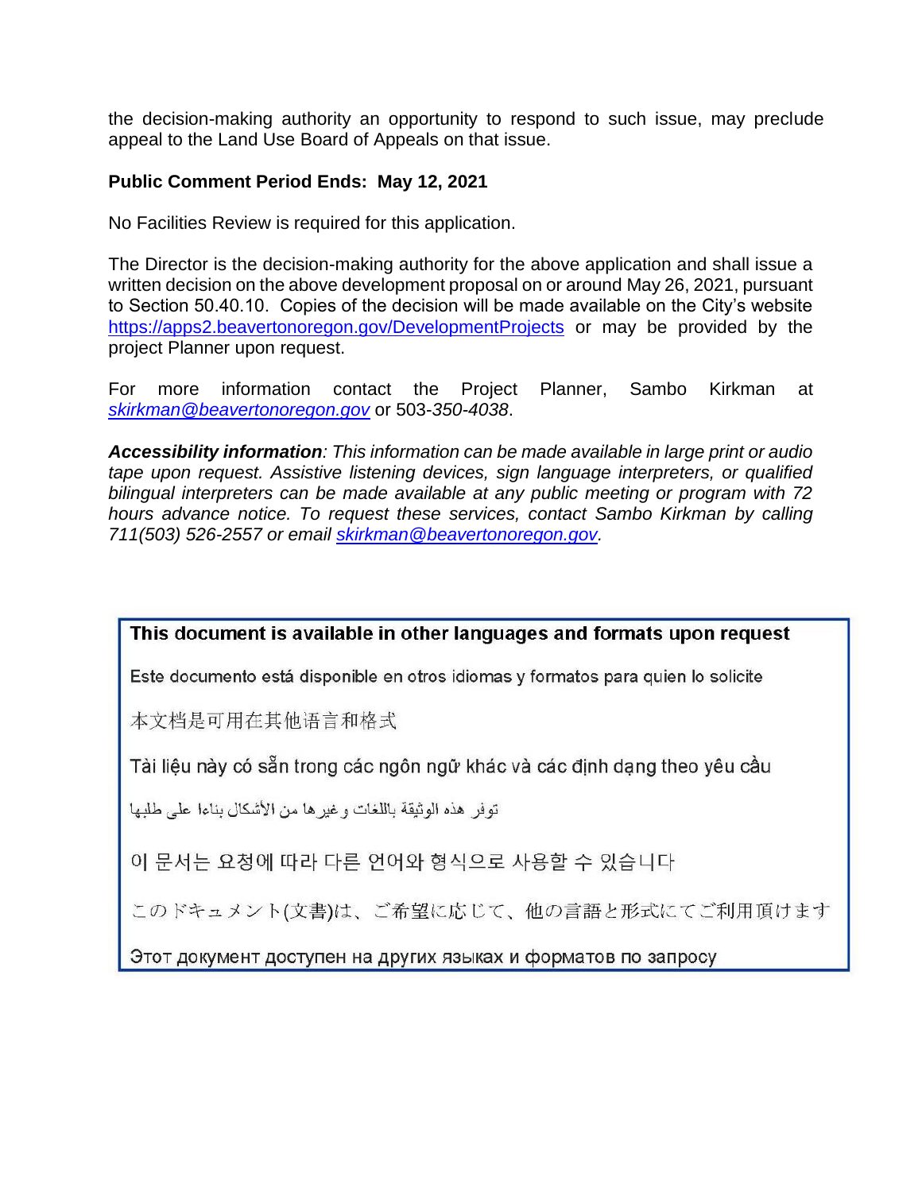the decision-making authority an opportunity to respond to such issue, may preclude appeal to the Land Use Board of Appeals on that issue.

**Public Comment Period Ends: May 12, 2021**

No Facilities Review is required for this application.

The Director is the decision-making authority for the above application and shall issue a written decision on the above development proposal on or around May 26, 2021, pursuant to Section 50.40.10. Copies of the decision will be made available on the City's website https://apps2.beavertonoregon.gov/DevelopmentProjects or may be provided by the project Planner upon request.

For more information contact the Project Planner, Sambo Kirkman at *skirkman@beavertonoregon.gov* or 503-*350-4038*.

***Accessibility information****: This information can be made available in large print or audio tape upon request. Assistive listening devices, sign language interpreters, or qualified bilingual interpreters can be made available at any public meeting or program with 72 hours advance notice. To request these services, contact Sambo Kirkman by calling 711(503) 526-2557 or email skirkman@beavertonoregon.gov.*

**This document is available in other languages and formats upon request**

Este documento está disponible en otros idiomas y formatos para quien lo solicite

本文档是可用在其他语言和格式

Tài liệu này có sẵn trong các ngôn ngữ khác và các định dạng theo yêu cầu

توفر هذه الوثيقة باللغات وغيرها من الأشكال بناءا على طلبها

이 문서는 요청에 따라 다른 언어와 형식으로 사용할 수 있습니다

このドキュメント(文書)は、ご希望に応じて、他の言語と形式にてご利用頂けます

Этот документ доступен на других языках и форматов по запросу